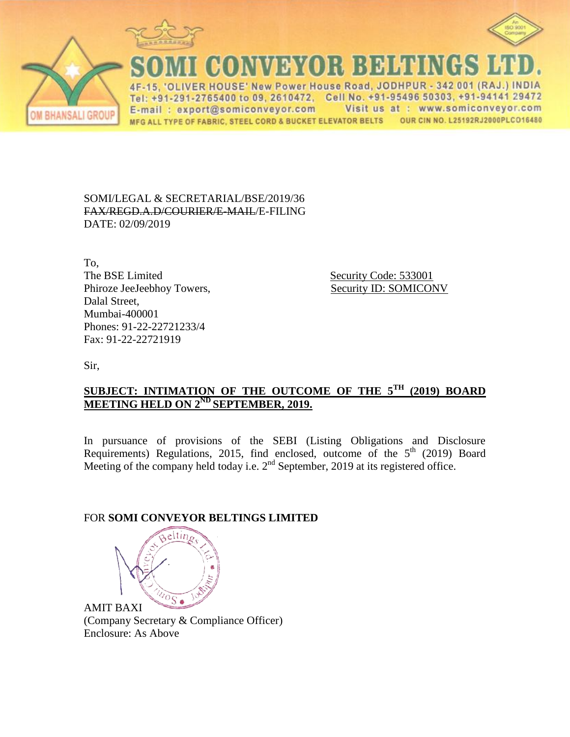# SOMI CONVEYOR BELTINGS LTD.

4F-15, 'OLIVER HOUSE' New Power House Road, JODHPUR - 342 001 (RAJ.) INDIA
Tel: +91-291-2765400 to 09, 2610472, Cell No. +91-95496 50303, +91-94141 29472
E-mail : export@somiconveyor.com Visit us at : www.somiconveyor.com
MFG ALL TYPE OF FABRIC, STEEL CORD & BUCKET ELEVATOR BELTS OUR CIN NO. L25192RJ2000PLCO16480

OM BHANSALI GROUP

SOMI/LEGAL & SECRETARIAL/BSE/2019/36
~~FAX/REGD.A.D/COURIER/E-MAIL~~/E-FILING
DATE: 02/09/2019

To,
The BSE Limited
Phiroze JeeJeebhoy Towers,
Dalal Street,
Mumbai-400001
Phones: 91-22-22721233/4
Fax: 91-22-22721919

Security Code: 533001
Security ID: SOMICONV

Sir,

**SUBJECT: INTIMATION OF THE OUTCOME OF THE 5TH (2019) BOARD MEETING HELD ON 2ND SEPTEMBER, 2019.**

In pursuance of provisions of the SEBI (Listing Obligations and Disclosure Requirements) Regulations, 2015, find enclosed, outcome of the 5th (2019) Board Meeting of the company held today i.e. 2nd September, 2019 at its registered office.

FOR **SOMI CONVEYOR BELTINGS LIMITED**

AMIT BAXI
(Company Secretary & Compliance Officer)
Enclosure: As Above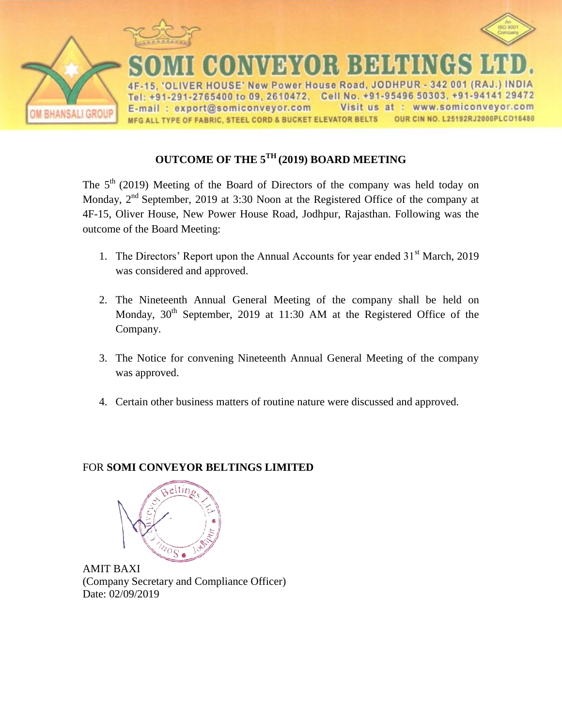# SOMI CONVEYOR BELTINGS LTD.

4F-15, 'OLIVER HOUSE' New Power House Road, JODHPUR - 342 001 (RAJ.) INDIA
Tel: +91-291-2765400 to 09, 2610472, Cell No. +91-95496 50303, +91-94141 29472
E-mail : export@somiconveyor.com Visit us at : www.somiconveyor.com
MFG ALL TYPE OF FABRIC, STEEL CORD & BUCKET ELEVATOR BELTS OUR CIN NO. L25192RJ2000PLCO16480

OM BHANSALI GROUP

## OUTCOME OF THE 5TH (2019) BOARD MEETING

The 5th (2019) Meeting of the Board of Directors of the company was held today on Monday, 2nd September, 2019 at 3:30 Noon at the Registered Office of the company at 4F-15, Oliver House, New Power House Road, Jodhpur, Rajasthan. Following was the outcome of the Board Meeting:

1. The Directors' Report upon the Annual Accounts for year ended 31st March, 2019 was considered and approved.

2. The Nineteenth Annual General Meeting of the company shall be held on Monday, 30th September, 2019 at 11:30 AM at the Registered Office of the Company.

3. The Notice for convening Nineteenth Annual General Meeting of the company was approved.

4. Certain other business matters of routine nature were discussed and approved.

FOR **SOMI CONVEYOR BELTINGS LIMITED**

AMIT BAXI
(Company Secretary and Compliance Officer)
Date: 02/09/2019